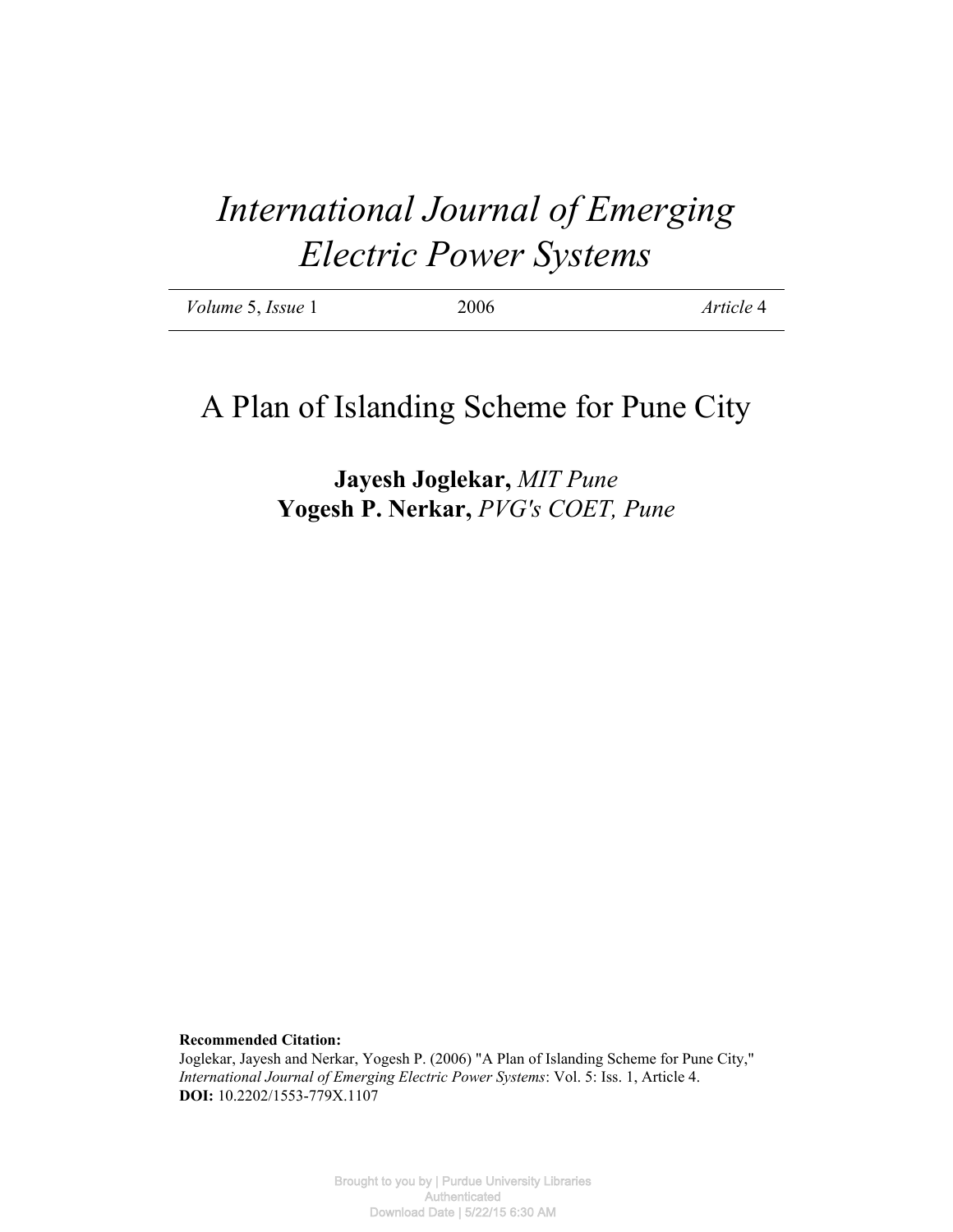# International Journal of Emerging Electric Power Systems

*Volume* 5, *Issue* 1 2006 *Article* 4

## A Plan of Islanding Scheme for Pune City

**Jayesh Joglekar,** *MIT Pune*
**Yogesh P. Nerkar,** *PVG's COET, Pune*

**Recommended Citation:**
Joglekar, Jayesh and Nerkar, Yogesh P. (2006) "A Plan of Islanding Scheme for Pune City," *International Journal of Emerging Electric Power Systems*: Vol. 5: Iss. 1, Article 4.
**DOI:** 10.2202/1553-779X.1107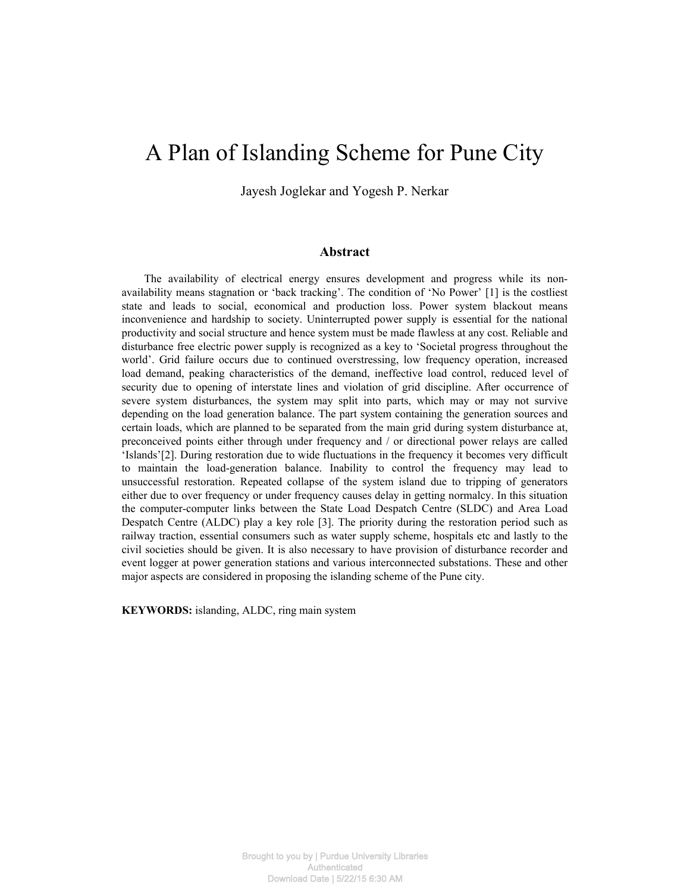# A Plan of Islanding Scheme for Pune City

Jayesh Joglekar and Yogesh P. Nerkar

## Abstract

The availability of electrical energy ensures development and progress while its non-availability means stagnation or 'back tracking'. The condition of 'No Power' [1] is the costliest state and leads to social, economical and production loss. Power system blackout means inconvenience and hardship to society. Uninterrupted power supply is essential for the national productivity and social structure and hence system must be made flawless at any cost. Reliable and disturbance free electric power supply is recognized as a key to 'Societal progress throughout the world'. Grid failure occurs due to continued overstressing, low frequency operation, increased load demand, peaking characteristics of the demand, ineffective load control, reduced level of security due to opening of interstate lines and violation of grid discipline. After occurrence of severe system disturbances, the system may split into parts, which may or may not survive depending on the load generation balance. The part system containing the generation sources and certain loads, which are planned to be separated from the main grid during system disturbance at, preconceived points either through under frequency and / or directional power relays are called 'Islands'[2]. During restoration due to wide fluctuations in the frequency it becomes very difficult to maintain the load-generation balance. Inability to control the frequency may lead to unsuccessful restoration. Repeated collapse of the system island due to tripping of generators either due to over frequency or under frequency causes delay in getting normalcy. In this situation the computer-computer links between the State Load Despatch Centre (SLDC) and Area Load Despatch Centre (ALDC) play a key role [3]. The priority during the restoration period such as railway traction, essential consumers such as water supply scheme, hospitals etc and lastly to the civil societies should be given. It is also necessary to have provision of disturbance recorder and event logger at power generation stations and various interconnected substations. These and other major aspects are considered in proposing the islanding scheme of the Pune city.

**KEYWORDS:** islanding, ALDC, ring main system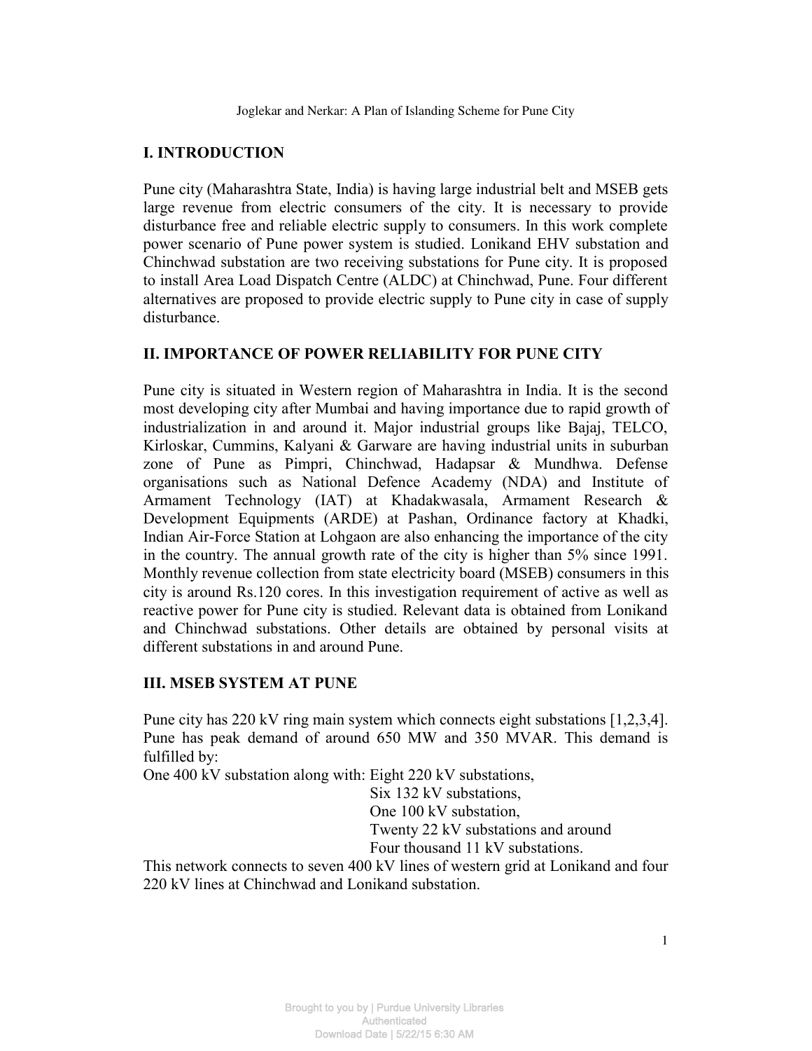## I. INTRODUCTION

Pune city (Maharashtra State, India) is having large industrial belt and MSEB gets large revenue from electric consumers of the city. It is necessary to provide disturbance free and reliable electric supply to consumers. In this work complete power scenario of Pune power system is studied. Lonikand EHV substation and Chinchwad substation are two receiving substations for Pune city. It is proposed to install Area Load Dispatch Centre (ALDC) at Chinchwad, Pune. Four different alternatives are proposed to provide electric supply to Pune city in case of supply disturbance.

## II. IMPORTANCE OF POWER RELIABILITY FOR PUNE CITY

Pune city is situated in Western region of Maharashtra in India. It is the second most developing city after Mumbai and having importance due to rapid growth of industrialization in and around it. Major industrial groups like Bajaj, TELCO, Kirloskar, Cummins, Kalyani & Garware are having industrial units in suburban zone of Pune as Pimpri, Chinchwad, Hadapsar & Mundhwa. Defense organisations such as National Defence Academy (NDA) and Institute of Armament Technology (IAT) at Khadakwasala, Armament Research & Development Equipments (ARDE) at Pashan, Ordinance factory at Khadki, Indian Air-Force Station at Lohgaon are also enhancing the importance of the city in the country. The annual growth rate of the city is higher than 5% since 1991. Monthly revenue collection from state electricity board (MSEB) consumers in this city is around Rs.120 cores. In this investigation requirement of active as well as reactive power for Pune city is studied. Relevant data is obtained from Lonikand and Chinchwad substations. Other details are obtained by personal visits at different substations in and around Pune.

## III. MSEB SYSTEM AT PUNE

Pune city has 220 kV ring main system which connects eight substations [1,2,3,4]. Pune has peak demand of around 650 MW and 350 MVAR. This demand is fulfilled by:

One 400 kV substation along with: Eight 220 kV substations,
Six 132 kV substations,
One 100 kV substation,
Twenty 22 kV substations and around
Four thousand 11 kV substations.

This network connects to seven 400 kV lines of western grid at Lonikand and four 220 kV lines at Chinchwad and Lonikand substation.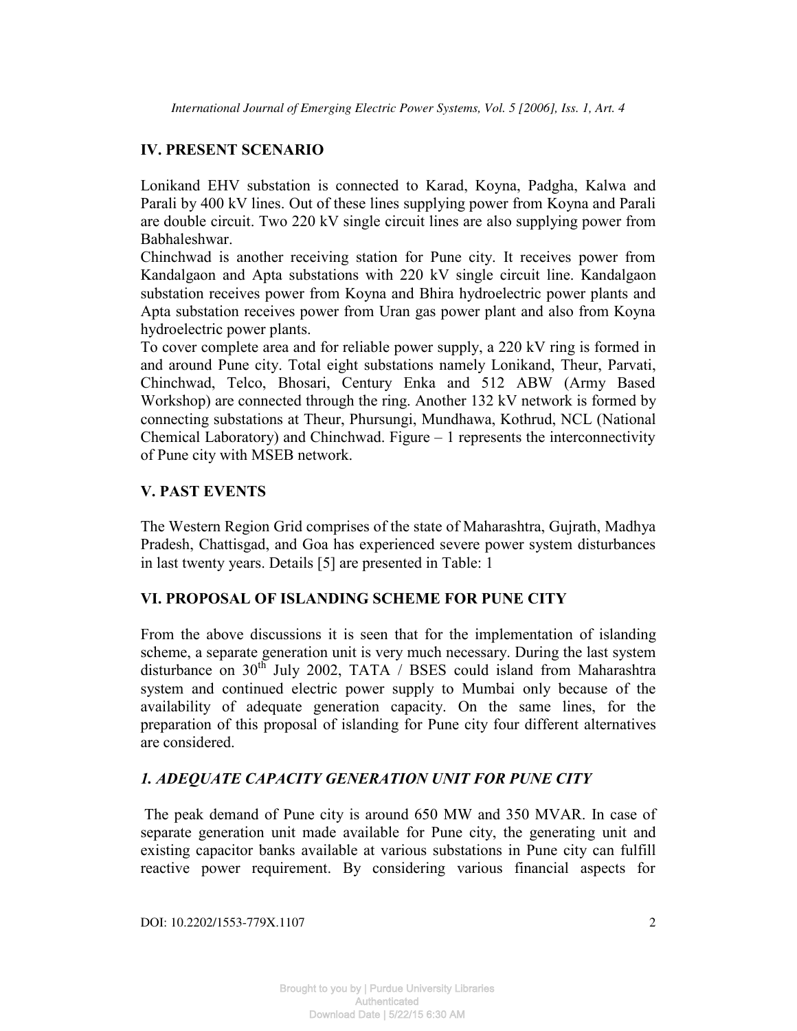## IV. PRESENT SCENARIO

Lonikand EHV substation is connected to Karad, Koyna, Padgha, Kalwa and Parali by 400 kV lines. Out of these lines supplying power from Koyna and Parali are double circuit. Two 220 kV single circuit lines are also supplying power from Babhaleshwar.

Chinchwad is another receiving station for Pune city. It receives power from Kandalgaon and Apta substations with 220 kV single circuit line. Kandalgaon substation receives power from Koyna and Bhira hydroelectric power plants and Apta substation receives power from Uran gas power plant and also from Koyna hydroelectric power plants.

To cover complete area and for reliable power supply, a 220 kV ring is formed in and around Pune city. Total eight substations namely Lonikand, Theur, Parvati, Chinchwad, Telco, Bhosari, Century Enka and 512 ABW (Army Based Workshop) are connected through the ring. Another 132 kV network is formed by connecting substations at Theur, Phursungi, Mundhawa, Kothrud, NCL (National Chemical Laboratory) and Chinchwad. Figure – 1 represents the interconnectivity of Pune city with MSEB network.

## V. PAST EVENTS

The Western Region Grid comprises of the state of Maharashtra, Gujrath, Madhya Pradesh, Chattisgad, and Goa has experienced severe power system disturbances in last twenty years. Details [5] are presented in Table: 1

## VI. PROPOSAL OF ISLANDING SCHEME FOR PUNE CITY

From the above discussions it is seen that for the implementation of islanding scheme, a separate generation unit is very much necessary. During the last system disturbance on 30th July 2002, TATA / BSES could island from Maharashtra system and continued electric power supply to Mumbai only because of the availability of adequate generation capacity. On the same lines, for the preparation of this proposal of islanding for Pune city four different alternatives are considered.

### *1. ADEQUATE CAPACITY GENERATION UNIT FOR PUNE CITY*

The peak demand of Pune city is around 650 MW and 350 MVAR. In case of separate generation unit made available for Pune city, the generating unit and existing capacitor banks available at various substations in Pune city can fulfill reactive power requirement. By considering various financial aspects for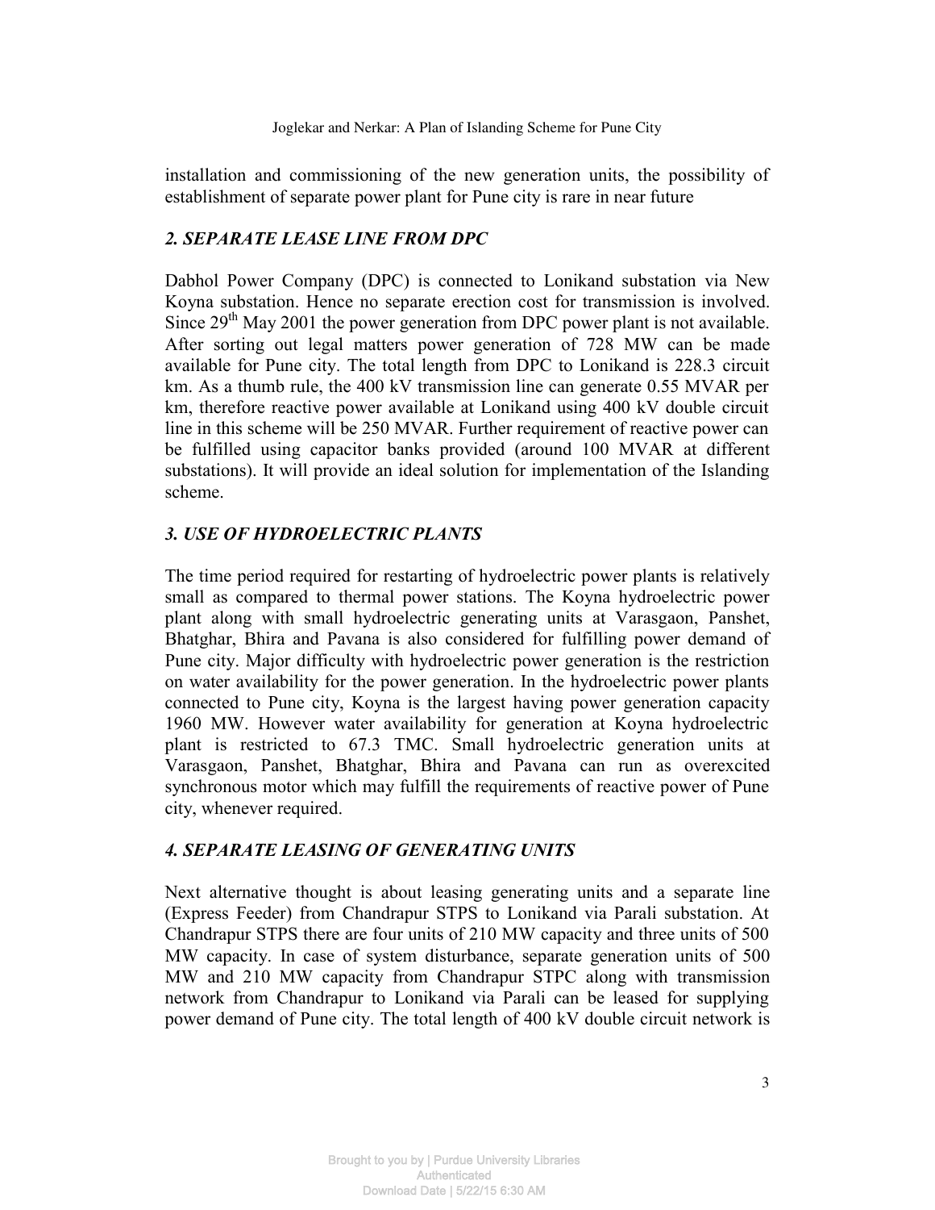installation and commissioning of the new generation units, the possibility of establishment of separate power plant for Pune city is rare in near future

### *2. SEPARATE LEASE LINE FROM DPC*

Dabhol Power Company (DPC) is connected to Lonikand substation via New Koyna substation. Hence no separate erection cost for transmission is involved. Since 29th May 2001 the power generation from DPC power plant is not available. After sorting out legal matters power generation of 728 MW can be made available for Pune city. The total length from DPC to Lonikand is 228.3 circuit km. As a thumb rule, the 400 kV transmission line can generate 0.55 MVAR per km, therefore reactive power available at Lonikand using 400 kV double circuit line in this scheme will be 250 MVAR. Further requirement of reactive power can be fulfilled using capacitor banks provided (around 100 MVAR at different substations). It will provide an ideal solution for implementation of the Islanding scheme.

### *3. USE OF HYDROELECTRIC PLANTS*

The time period required for restarting of hydroelectric power plants is relatively small as compared to thermal power stations. The Koyna hydroelectric power plant along with small hydroelectric generating units at Varasgaon, Panshet, Bhatghar, Bhira and Pavana is also considered for fulfilling power demand of Pune city. Major difficulty with hydroelectric power generation is the restriction on water availability for the power generation. In the hydroelectric power plants connected to Pune city, Koyna is the largest having power generation capacity 1960 MW. However water availability for generation at Koyna hydroelectric plant is restricted to 67.3 TMC. Small hydroelectric generation units at Varasgaon, Panshet, Bhatghar, Bhira and Pavana can run as overexcited synchronous motor which may fulfill the requirements of reactive power of Pune city, whenever required.

### *4. SEPARATE LEASING OF GENERATING UNITS*

Next alternative thought is about leasing generating units and a separate line (Express Feeder) from Chandrapur STPS to Lonikand via Parali substation. At Chandrapur STPS there are four units of 210 MW capacity and three units of 500 MW capacity. In case of system disturbance, separate generation units of 500 MW and 210 MW capacity from Chandrapur STPC along with transmission network from Chandrapur to Lonikand via Parali can be leased for supplying power demand of Pune city. The total length of 400 kV double circuit network is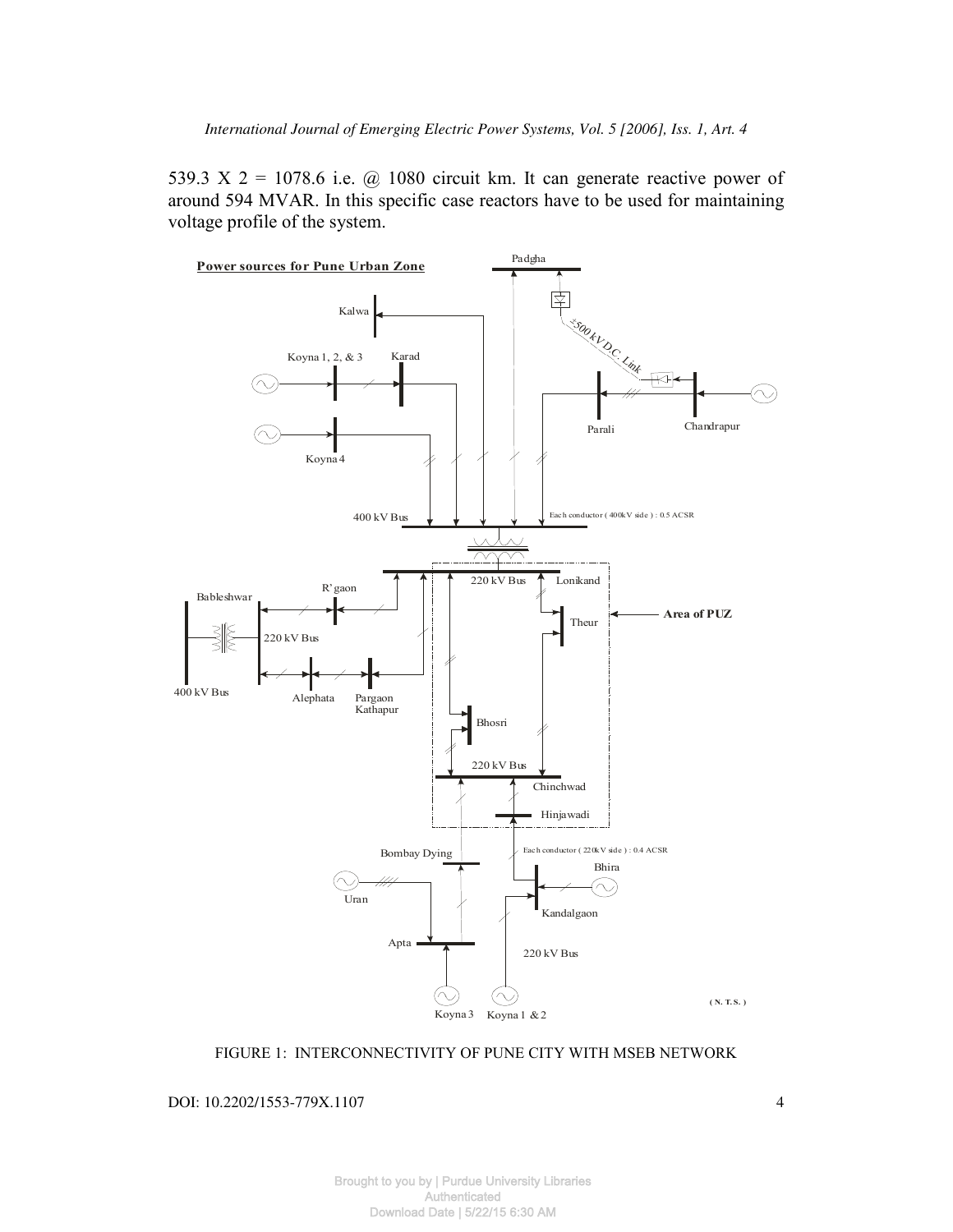539.3 X 2 = 1078.6 i.e. @ 1080 circuit km. It can generate reactive power of around 594 MVAR. In this specific case reactors have to be used for maintaining voltage profile of the system.

FIGURE 1: INTERCONNECTIVITY OF PUNE CITY WITH MSEB NETWORK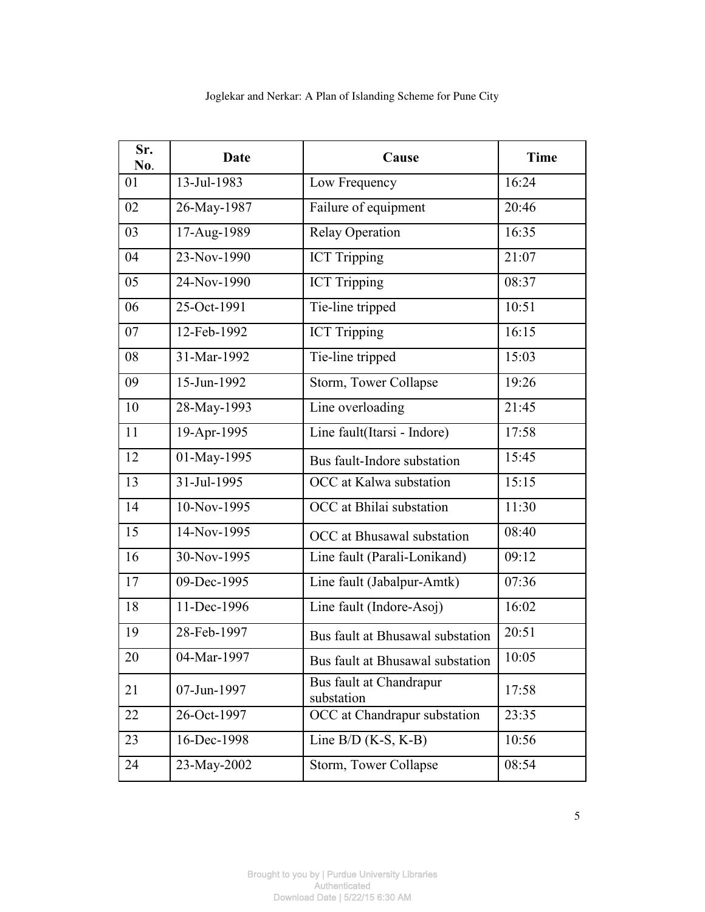| Sr. No. | Date | Cause | Time |
|---|---|---|---|
| 01 | 13-Jul-1983 | Low Frequency | 16:24 |
| 02 | 26-May-1987 | Failure of equipment | 20:46 |
| 03 | 17-Aug-1989 | Relay Operation | 16:35 |
| 04 | 23-Nov-1990 | ICT Tripping | 21:07 |
| 05 | 24-Nov-1990 | ICT Tripping | 08:37 |
| 06 | 25-Oct-1991 | Tie-line tripped | 10:51 |
| 07 | 12-Feb-1992 | ICT Tripping | 16:15 |
| 08 | 31-Mar-1992 | Tie-line tripped | 15:03 |
| 09 | 15-Jun-1992 | Storm, Tower Collapse | 19:26 |
| 10 | 28-May-1993 | Line overloading | 21:45 |
| 11 | 19-Apr-1995 | Line fault(Itarsi - Indore) | 17:58 |
| 12 | 01-May-1995 | Bus fault-Indore substation | 15:45 |
| 13 | 31-Jul-1995 | OCC at Kalwa substation | 15:15 |
| 14 | 10-Nov-1995 | OCC at Bhilai substation | 11:30 |
| 15 | 14-Nov-1995 | OCC at Bhusawal substation | 08:40 |
| 16 | 30-Nov-1995 | Line fault (Parali-Lonikand) | 09:12 |
| 17 | 09-Dec-1995 | Line fault (Jabalpur-Amtk) | 07:36 |
| 18 | 11-Dec-1996 | Line fault (Indore-Asoj) | 16:02 |
| 19 | 28-Feb-1997 | Bus fault at Bhusawal substation | 20:51 |
| 20 | 04-Mar-1997 | Bus fault at Bhusawal substation | 10:05 |
| 21 | 07-Jun-1997 | Bus fault at Chandrapur substation | 17:58 |
| 22 | 26-Oct-1997 | OCC at Chandrapur substation | 23:35 |
| 23 | 16-Dec-1998 | Line B/D (K-S, K-B) | 10:56 |
| 24 | 23-May-2002 | Storm, Tower Collapse | 08:54 |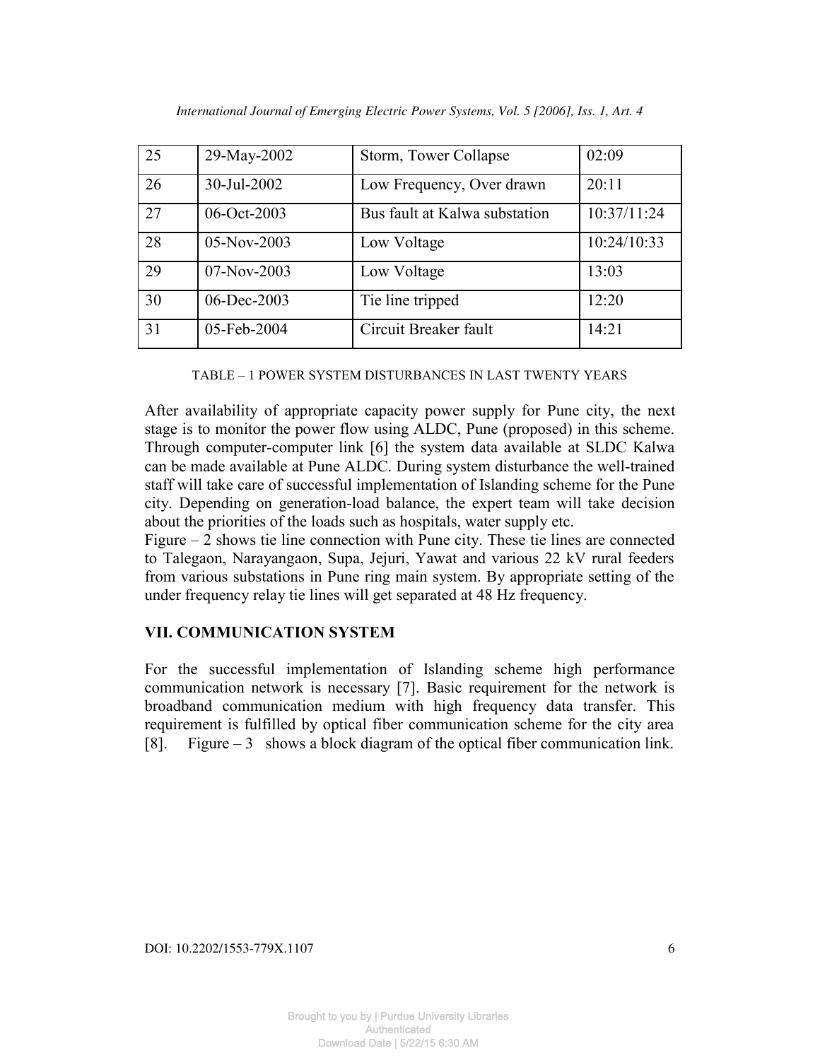| 25 | 29-May-2002 | Storm, Tower Collapse | 02:09 |
|---|---|---|---|
| 26 | 30-Jul-2002 | Low Frequency, Over drawn | 20:11 |
| 27 | 06-Oct-2003 | Bus fault at Kalwa substation | 10:37/11:24 |
| 28 | 05-Nov-2003 | Low Voltage | 10:24/10:33 |
| 29 | 07-Nov-2003 | Low Voltage | 13:03 |
| 30 | 06-Dec-2003 | Tie line tripped | 12:20 |
| 31 | 05-Feb-2004 | Circuit Breaker fault | 14:21 |

TABLE – 1 POWER SYSTEM DISTURBANCES IN LAST TWENTY YEARS

After availability of appropriate capacity power supply for Pune city, the next stage is to monitor the power flow using ALDC, Pune (proposed) in this scheme. Through computer-computer link [6] the system data available at SLDC Kalwa can be made available at Pune ALDC. During system disturbance the well-trained staff will take care of successful implementation of Islanding scheme for the Pune city. Depending on generation-load balance, the expert team will take decision about the priorities of the loads such as hospitals, water supply etc.

Figure – 2 shows tie line connection with Pune city. These tie lines are connected to Talegaon, Narayangaon, Supa, Jejuri, Yawat and various 22 kV rural feeders from various substations in Pune ring main system. By appropriate setting of the under frequency relay tie lines will get separated at 48 Hz frequency.

## VII. COMMUNICATION SYSTEM

For the successful implementation of Islanding scheme high performance communication network is necessary [7]. Basic requirement for the network is broadband communication medium with high frequency data transfer. This requirement is fulfilled by optical fiber communication scheme for the city area [8]. Figure – 3 shows a block diagram of the optical fiber communication link.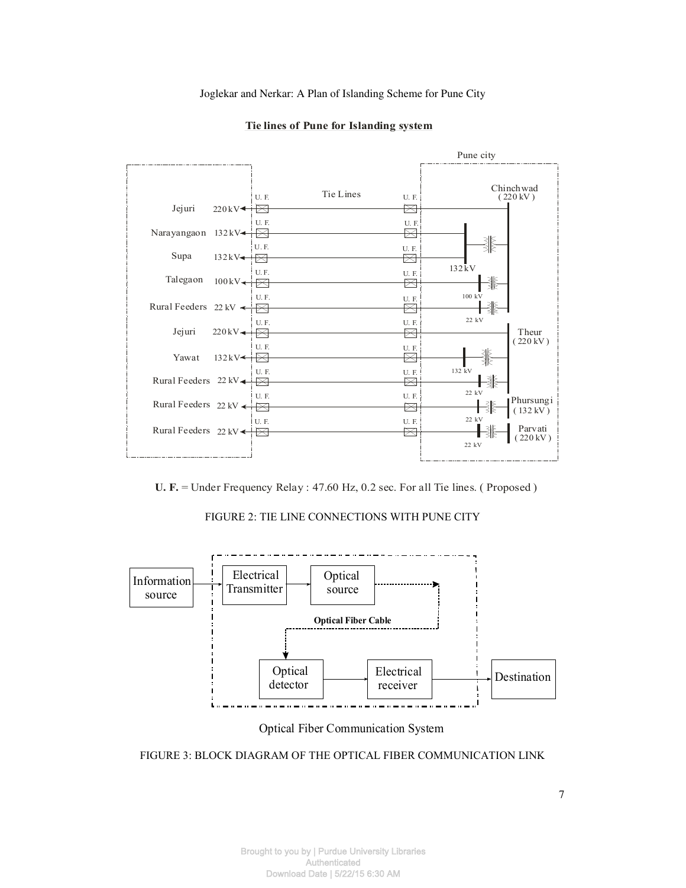**Tie lines of Pune for Islanding system**

**U. F.** = Under Frequency Relay : 47.60 Hz, 0.2 sec. For all Tie lines. ( Proposed )

FIGURE 2: TIE LINE CONNECTIONS WITH PUNE CITY

Optical Fiber Communication System

FIGURE 3: BLOCK DIAGRAM OF THE OPTICAL FIBER COMMUNICATION LINK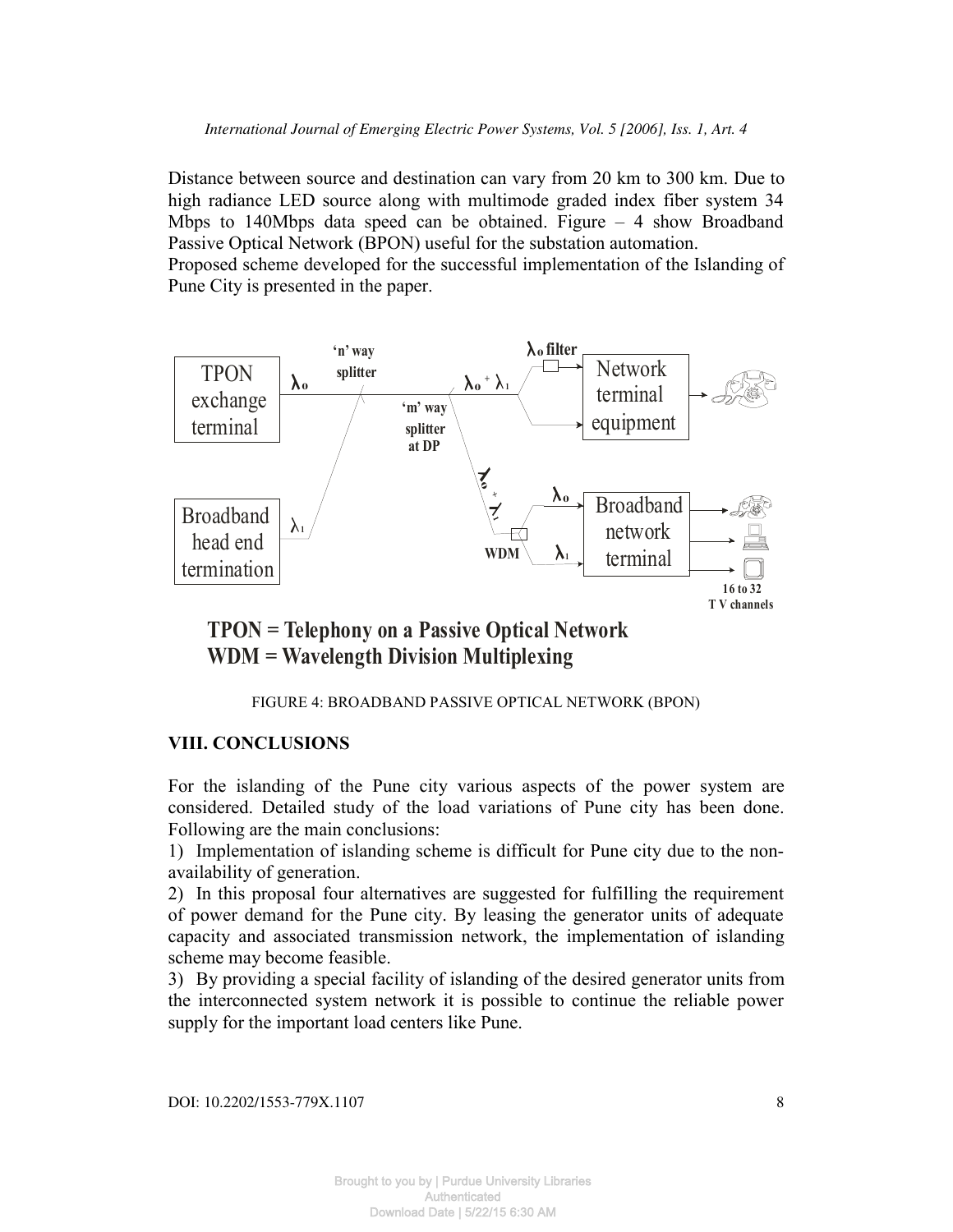Distance between source and destination can vary from 20 km to 300 km. Due to high radiance LED source along with multimode graded index fiber system 34 Mbps to 140Mbps data speed can be obtained. Figure – 4 show Broadband Passive Optical Network (BPON) useful for the substation automation.
Proposed scheme developed for the successful implementation of the Islanding of Pune City is presented in the paper.

**TPON = Telephony on a Passive Optical Network**
**WDM = Wavelength Division Multiplexing**

FIGURE 4: BROADBAND PASSIVE OPTICAL NETWORK (BPON)

## VIII. CONCLUSIONS

For the islanding of the Pune city various aspects of the power system are considered. Detailed study of the load variations of Pune city has been done. Following are the main conclusions:

1) Implementation of islanding scheme is difficult for Pune city due to the non-availability of generation.
2) In this proposal four alternatives are suggested for fulfilling the requirement of power demand for the Pune city. By leasing the generator units of adequate capacity and associated transmission network, the implementation of islanding scheme may become feasible.
3) By providing a special facility of islanding of the desired generator units from the interconnected system network it is possible to continue the reliable power supply for the important load centers like Pune.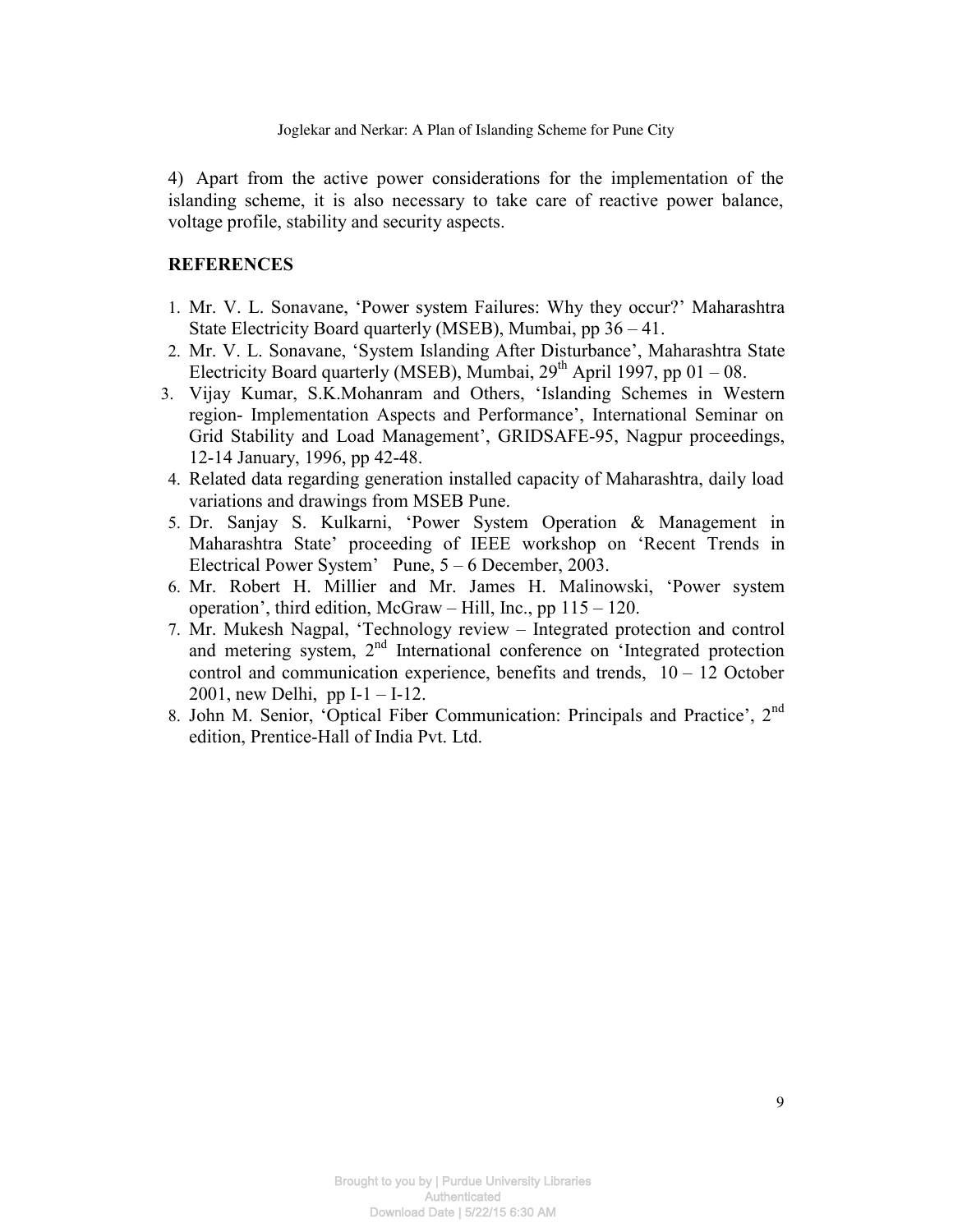4) Apart from the active power considerations for the implementation of the islanding scheme, it is also necessary to take care of reactive power balance, voltage profile, stability and security aspects.

## REFERENCES

1. Mr. V. L. Sonavane, 'Power system Failures: Why they occur?' Maharashtra State Electricity Board quarterly (MSEB), Mumbai, pp 36 – 41.
2. Mr. V. L. Sonavane, 'System Islanding After Disturbance', Maharashtra State Electricity Board quarterly (MSEB), Mumbai, 29th April 1997, pp 01 – 08.
3. Vijay Kumar, S.K.Mohanram and Others, 'Islanding Schemes in Western region- Implementation Aspects and Performance', International Seminar on Grid Stability and Load Management', GRIDSAFE-95, Nagpur proceedings, 12-14 January, 1996, pp 42-48.
4. Related data regarding generation installed capacity of Maharashtra, daily load variations and drawings from MSEB Pune.
5. Dr. Sanjay S. Kulkarni, 'Power System Operation & Management in Maharashtra State' proceeding of IEEE workshop on 'Recent Trends in Electrical Power System' Pune, 5 – 6 December, 2003.
6. Mr. Robert H. Millier and Mr. James H. Malinowski, 'Power system operation', third edition, McGraw – Hill, Inc., pp 115 – 120.
7. Mr. Mukesh Nagpal, 'Technology review – Integrated protection and control and metering system, 2nd International conference on 'Integrated protection control and communication experience, benefits and trends, 10 – 12 October 2001, new Delhi, pp I-1 – I-12.
8. John M. Senior, 'Optical Fiber Communication: Principals and Practice', 2nd edition, Prentice-Hall of India Pvt. Ltd.